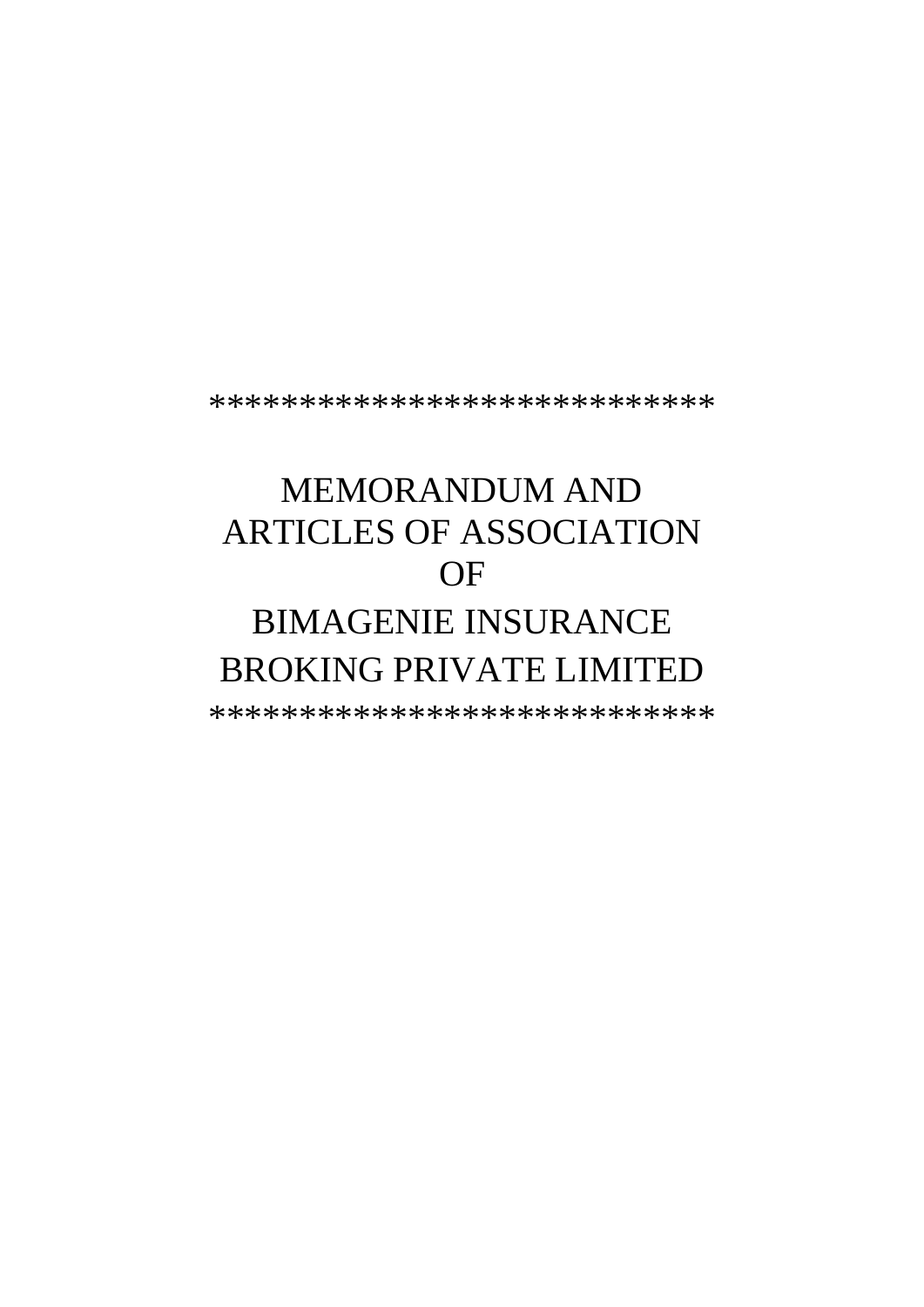*****************************

# MEMORANDUM AND ARTICLES OF ASSOCIATION OF

# BIMAGENIE INSURANCE BROKING PRIVATE LIMITED

*****************************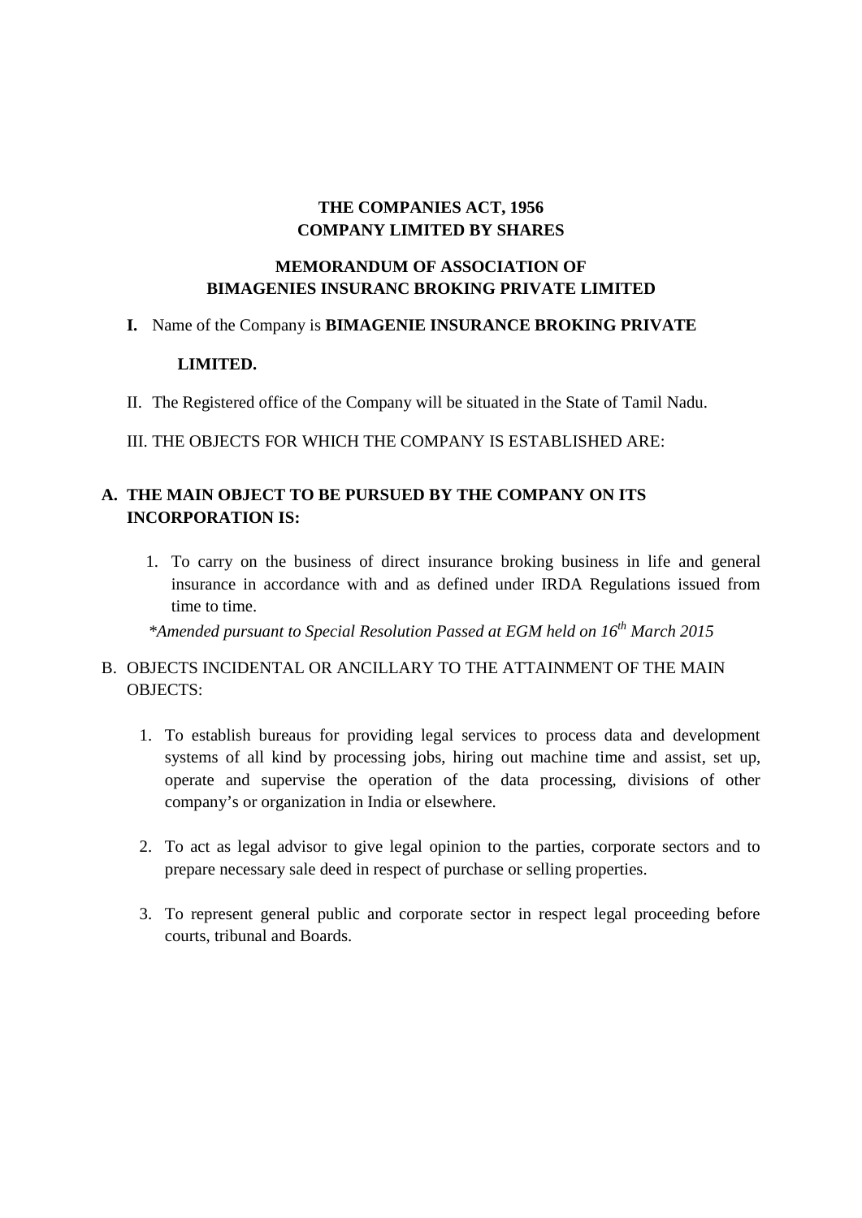**THE COMPANIES ACT, 1956**
**COMPANY LIMITED BY SHARES**

**MEMORANDUM OF ASSOCIATION OF**
**BIMAGENIES INSURANC BROKING PRIVATE LIMITED**

**I.** Name of the Company is **BIMAGENIE INSURANCE BROKING PRIVATE LIMITED.**

II. The Registered office of the Company will be situated in the State of Tamil Nadu.

III. THE OBJECTS FOR WHICH THE COMPANY IS ESTABLISHED ARE:

**A. THE MAIN OBJECT TO BE PURSUED BY THE COMPANY ON ITS INCORPORATION IS:**

1. To carry on the business of direct insurance broking business in life and general insurance in accordance with and as defined under IRDA Regulations issued from time to time.

*\*Amended pursuant to Special Resolution Passed at EGM held on 16th March 2015*

B. OBJECTS INCIDENTAL OR ANCILLARY TO THE ATTAINMENT OF THE MAIN OBJECTS:

1. To establish bureaus for providing legal services to process data and development systems of all kind by processing jobs, hiring out machine time and assist, set up, operate and supervise the operation of the data processing, divisions of other company's or organization in India or elsewhere.

2. To act as legal advisor to give legal opinion to the parties, corporate sectors and to prepare necessary sale deed in respect of purchase or selling properties.

3. To represent general public and corporate sector in respect legal proceeding before courts, tribunal and Boards.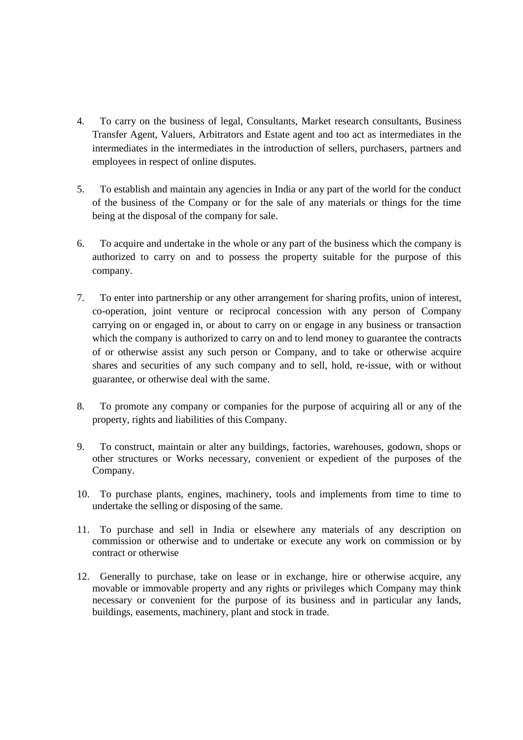4. To carry on the business of legal, Consultants, Market research consultants, Business Transfer Agent, Valuers, Arbitrators and Estate agent and too act as intermediates in the intermediates in the intermediates in the introduction of sellers, purchasers, partners and employees in respect of online disputes.

5. To establish and maintain any agencies in India or any part of the world for the conduct of the business of the Company or for the sale of any materials or things for the time being at the disposal of the company for sale.

6. To acquire and undertake in the whole or any part of the business which the company is authorized to carry on and to possess the property suitable for the purpose of this company.

7. To enter into partnership or any other arrangement for sharing profits, union of interest, co-operation, joint venture or reciprocal concession with any person of Company carrying on or engaged in, or about to carry on or engage in any business or transaction which the company is authorized to carry on and to lend money to guarantee the contracts of or otherwise assist any such person or Company, and to take or otherwise acquire shares and securities of any such company and to sell, hold, re-issue, with or without guarantee, or otherwise deal with the same.

8. To promote any company or companies for the purpose of acquiring all or any of the property, rights and liabilities of this Company.

9. To construct, maintain or alter any buildings, factories, warehouses, godown, shops or other structures or Works necessary, convenient or expedient of the purposes of the Company.

10. To purchase plants, engines, machinery, tools and implements from time to time to undertake the selling or disposing of the same.

11. To purchase and sell in India or elsewhere any materials of any description on commission or otherwise and to undertake or execute any work on commission or by contract or otherwise

12. Generally to purchase, take on lease or in exchange, hire or otherwise acquire, any movable or immovable property and any rights or privileges which Company may think necessary or convenient for the purpose of its business and in particular any lands, buildings, easements, machinery, plant and stock in trade.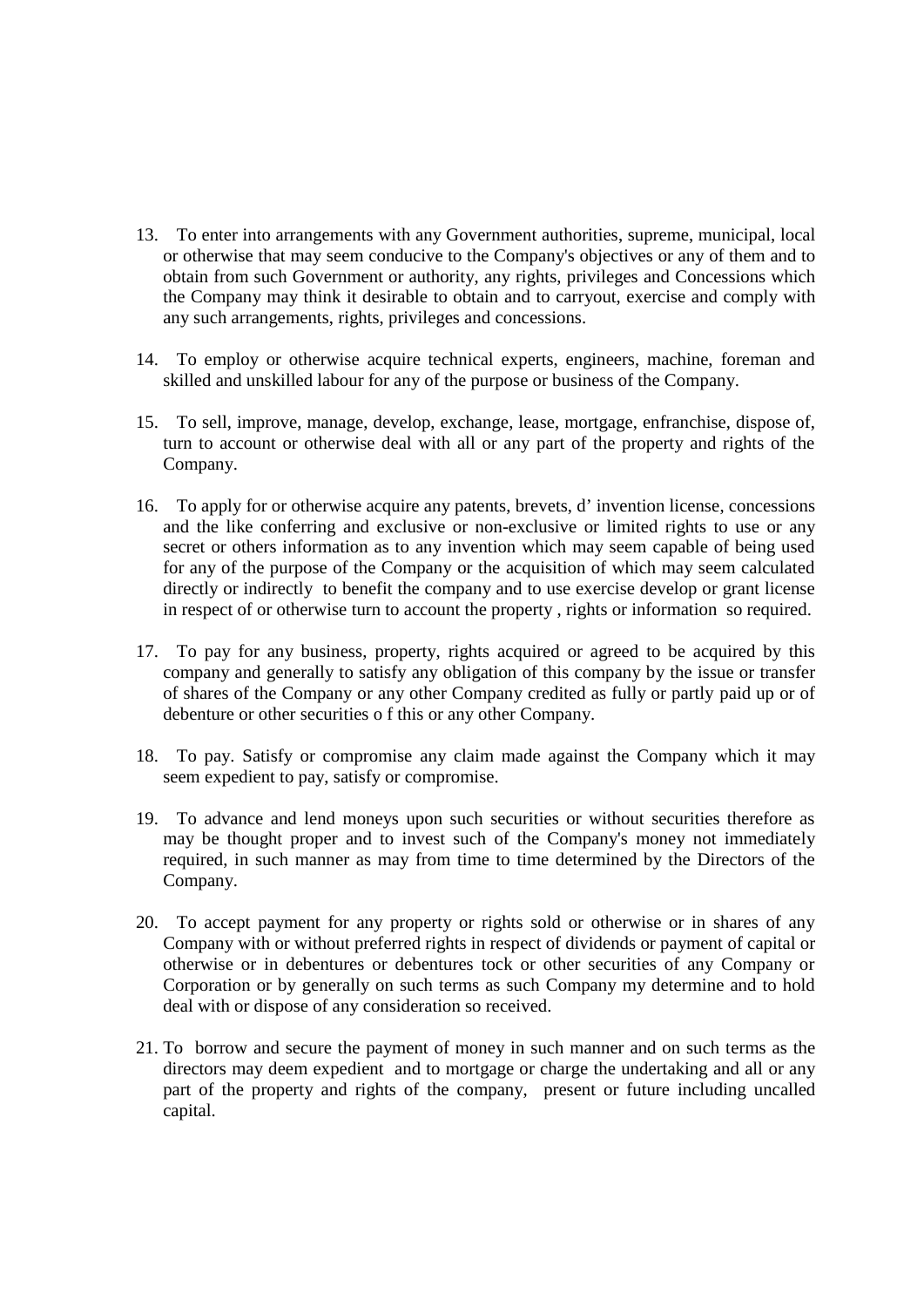13. To enter into arrangements with any Government authorities, supreme, municipal, local or otherwise that may seem conducive to the Company's objectives or any of them and to obtain from such Government or authority, any rights, privileges and Concessions which the Company may think it desirable to obtain and to carryout, exercise and comply with any such arrangements, rights, privileges and concessions.

14. To employ or otherwise acquire technical experts, engineers, machine, foreman and skilled and unskilled labour for any of the purpose or business of the Company.

15. To sell, improve, manage, develop, exchange, lease, mortgage, enfranchise, dispose of, turn to account or otherwise deal with all or any part of the property and rights of the Company.

16. To apply for or otherwise acquire any patents, brevets, d' invention license, concessions and the like conferring and exclusive or non-exclusive or limited rights to use or any secret or others information as to any invention which may seem capable of being used for any of the purpose of the Company or the acquisition of which may seem calculated directly or indirectly to benefit the company and to use exercise develop or grant license in respect of or otherwise turn to account the property , rights or information so required.

17. To pay for any business, property, rights acquired or agreed to be acquired by this company and generally to satisfy any obligation of this company by the issue or transfer of shares of the Company or any other Company credited as fully or partly paid up or of debenture or other securities o f this or any other Company.

18. To pay. Satisfy or compromise any claim made against the Company which it may seem expedient to pay, satisfy or compromise.

19. To advance and lend moneys upon such securities or without securities therefore as may be thought proper and to invest such of the Company's money not immediately required, in such manner as may from time to time determined by the Directors of the Company.

20. To accept payment for any property or rights sold or otherwise or in shares of any Company with or without preferred rights in respect of dividends or payment of capital or otherwise or in debentures or debentures tock or other securities of any Company or Corporation or by generally on such terms as such Company my determine and to hold deal with or dispose of any consideration so received.

21. To borrow and secure the payment of money in such manner and on such terms as the directors may deem expedient and to mortgage or charge the undertaking and all or any part of the property and rights of the company, present or future including uncalled capital.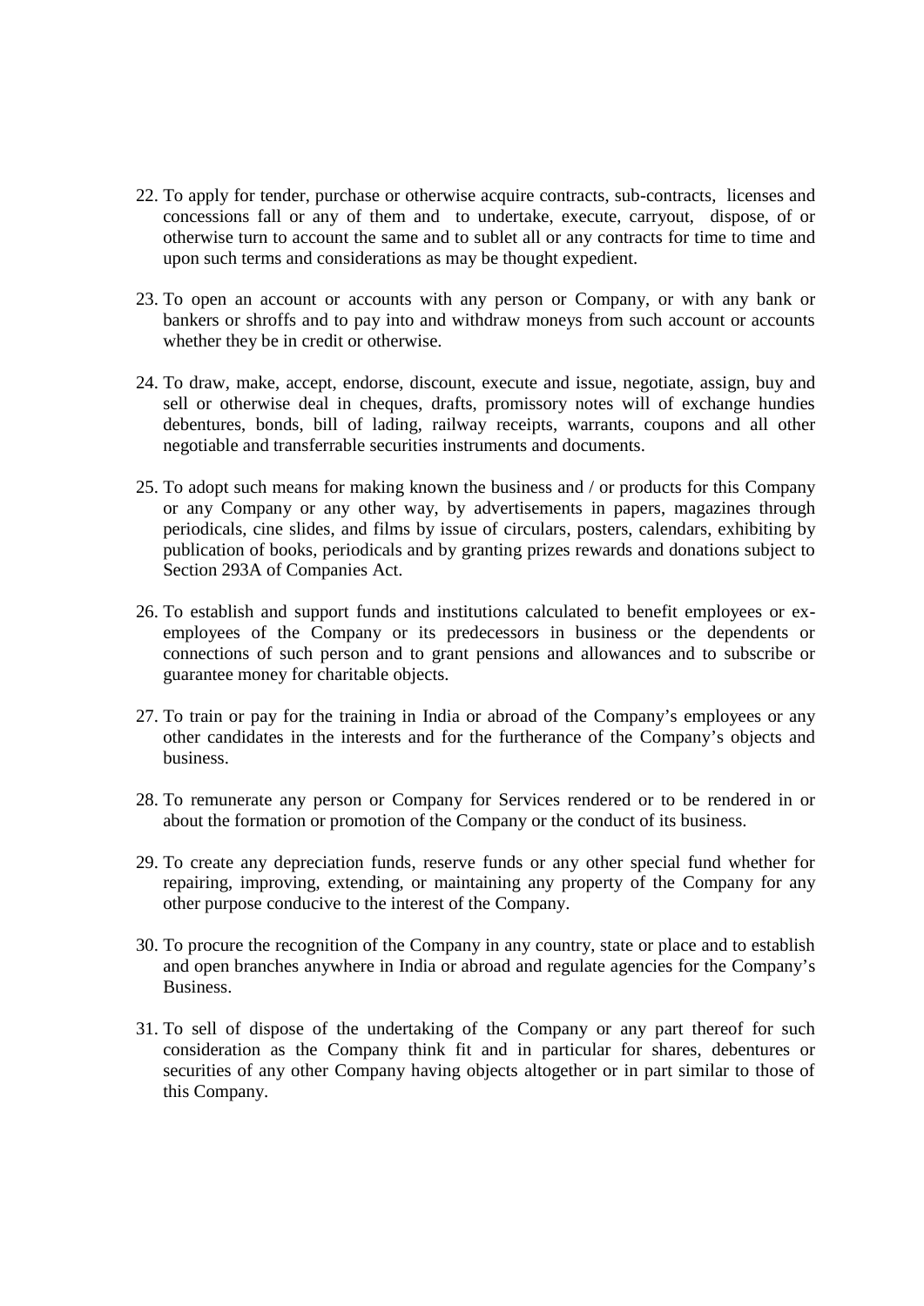22. To apply for tender, purchase or otherwise acquire contracts, sub-contracts, licenses and concessions fall or any of them and to undertake, execute, carryout, dispose, of or otherwise turn to account the same and to sublet all or any contracts for time to time and upon such terms and considerations as may be thought expedient.

23. To open an account or accounts with any person or Company, or with any bank or bankers or shroffs and to pay into and withdraw moneys from such account or accounts whether they be in credit or otherwise.

24. To draw, make, accept, endorse, discount, execute and issue, negotiate, assign, buy and sell or otherwise deal in cheques, drafts, promissory notes will of exchange hundies debentures, bonds, bill of lading, railway receipts, warrants, coupons and all other negotiable and transferrable securities instruments and documents.

25. To adopt such means for making known the business and / or products for this Company or any Company or any other way, by advertisements in papers, magazines through periodicals, cine slides, and films by issue of circulars, posters, calendars, exhibiting by publication of books, periodicals and by granting prizes rewards and donations subject to Section 293A of Companies Act.

26. To establish and support funds and institutions calculated to benefit employees or ex-employees of the Company or its predecessors in business or the dependents or connections of such person and to grant pensions and allowances and to subscribe or guarantee money for charitable objects.

27. To train or pay for the training in India or abroad of the Company's employees or any other candidates in the interests and for the furtherance of the Company's objects and business.

28. To remunerate any person or Company for Services rendered or to be rendered in or about the formation or promotion of the Company or the conduct of its business.

29. To create any depreciation funds, reserve funds or any other special fund whether for repairing, improving, extending, or maintaining any property of the Company for any other purpose conducive to the interest of the Company.

30. To procure the recognition of the Company in any country, state or place and to establish and open branches anywhere in India or abroad and regulate agencies for the Company's Business.

31. To sell of dispose of the undertaking of the Company or any part thereof for such consideration as the Company think fit and in particular for shares, debentures or securities of any other Company having objects altogether or in part similar to those of this Company.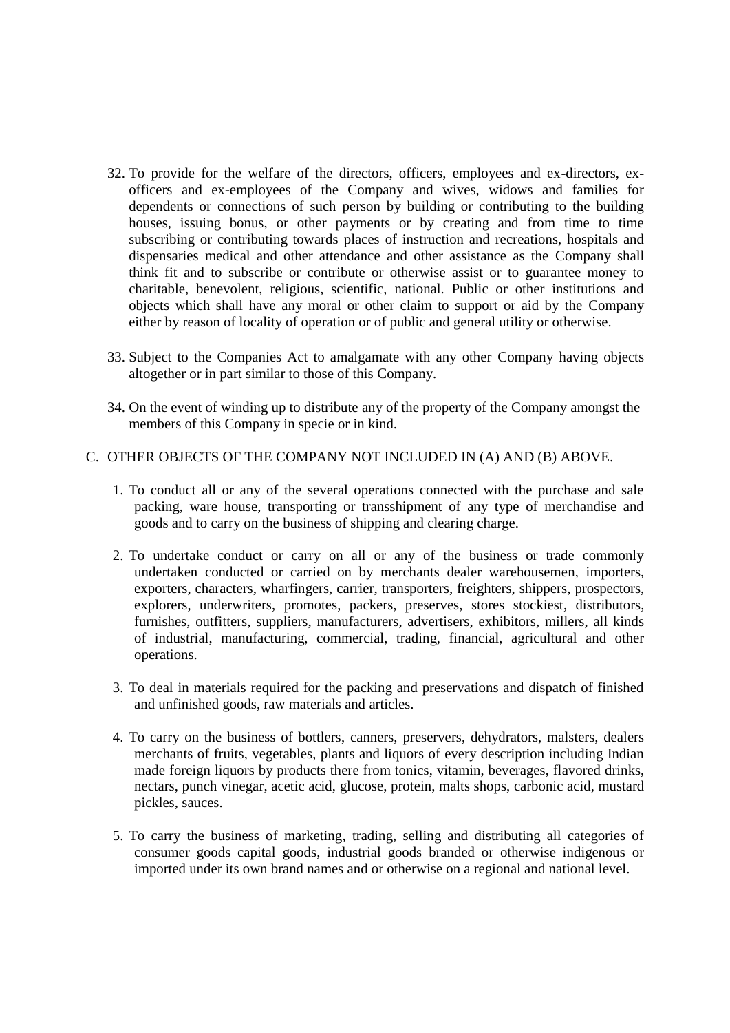32. To provide for the welfare of the directors, officers, employees and ex-directors, ex-officers and ex-employees of the Company and wives, widows and families for dependents or connections of such person by building or contributing to the building houses, issuing bonus, or other payments or by creating and from time to time subscribing or contributing towards places of instruction and recreations, hospitals and dispensaries medical and other attendance and other assistance as the Company shall think fit and to subscribe or contribute or otherwise assist or to guarantee money to charitable, benevolent, religious, scientific, national. Public or other institutions and objects which shall have any moral or other claim to support or aid by the Company either by reason of locality of operation or of public and general utility or otherwise.

33. Subject to the Companies Act to amalgamate with any other Company having objects altogether or in part similar to those of this Company.

34. On the event of winding up to distribute any of the property of the Company amongst the members of this Company in specie or in kind.

C. OTHER OBJECTS OF THE COMPANY NOT INCLUDED IN (A) AND (B) ABOVE.

1. To conduct all or any of the several operations connected with the purchase and sale packing, ware house, transporting or transshipment of any type of merchandise and goods and to carry on the business of shipping and clearing charge.

2. To undertake conduct or carry on all or any of the business or trade commonly undertaken conducted or carried on by merchants dealer warehousemen, importers, exporters, characters, wharfingers, carrier, transporters, freighters, shippers, prospectors, explorers, underwriters, promotes, packers, preserves, stores stockiest, distributors, furnishes, outfitters, suppliers, manufacturers, advertisers, exhibitors, millers, all kinds of industrial, manufacturing, commercial, trading, financial, agricultural and other operations.

3. To deal in materials required for the packing and preservations and dispatch of finished and unfinished goods, raw materials and articles.

4. To carry on the business of bottlers, canners, preservers, dehydrators, malsters, dealers merchants of fruits, vegetables, plants and liquors of every description including Indian made foreign liquors by products there from tonics, vitamin, beverages, flavored drinks, nectars, punch vinegar, acetic acid, glucose, protein, malts shops, carbonic acid, mustard pickles, sauces.

5. To carry the business of marketing, trading, selling and distributing all categories of consumer goods capital goods, industrial goods branded or otherwise indigenous or imported under its own brand names and or otherwise on a regional and national level.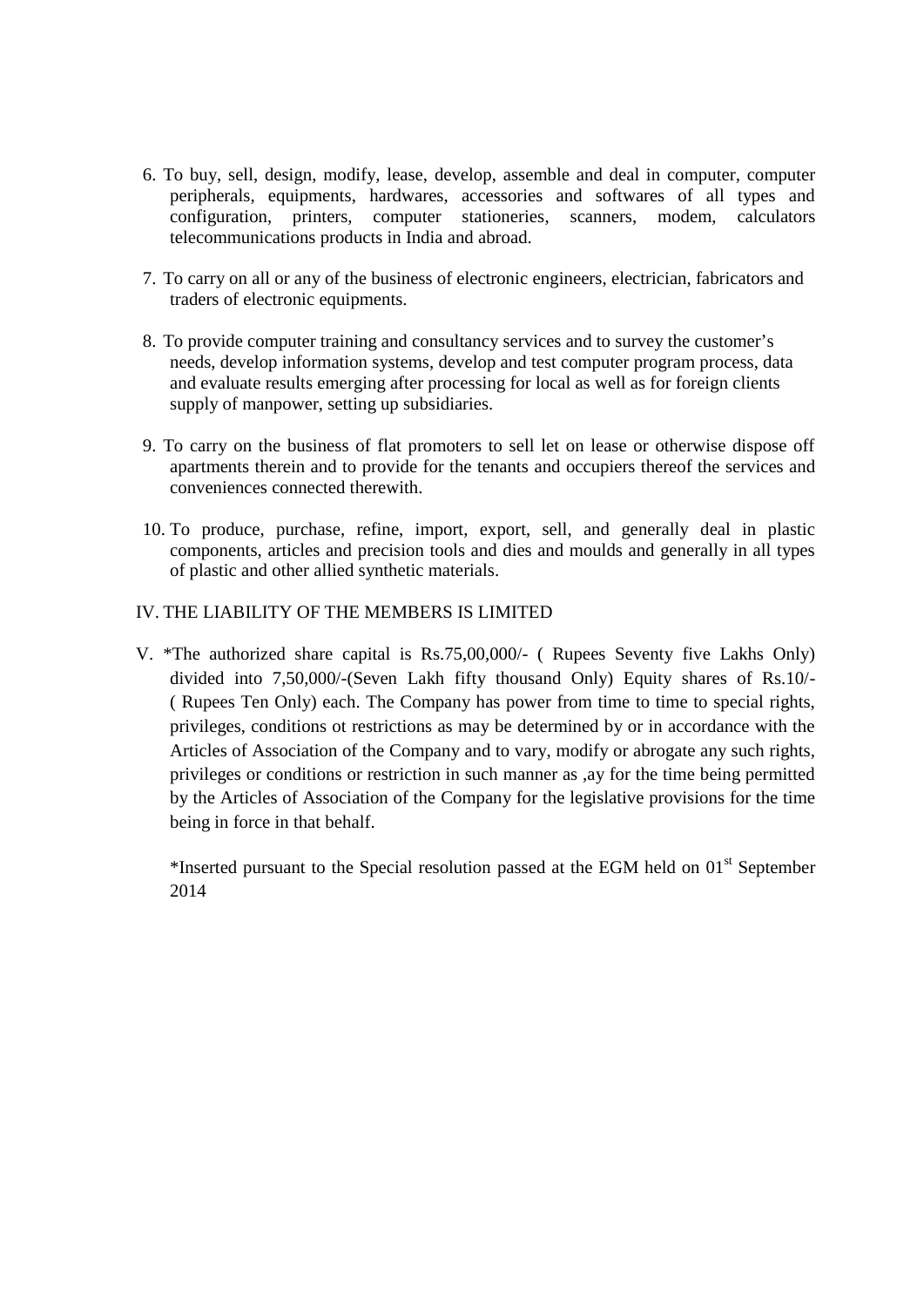6. To buy, sell, design, modify, lease, develop, assemble and deal in computer, computer peripherals, equipments, hardwares, accessories and softwares of all types and configuration, printers, computer stationeries, scanners, modem, calculators telecommunications products in India and abroad.

7. To carry on all or any of the business of electronic engineers, electrician, fabricators and traders of electronic equipments.

8. To provide computer training and consultancy services and to survey the customer's needs, develop information systems, develop and test computer program process, data and evaluate results emerging after processing for local as well as for foreign clients supply of manpower, setting up subsidiaries.

9. To carry on the business of flat promoters to sell let on lease or otherwise dispose off apartments therein and to provide for the tenants and occupiers thereof the services and conveniences connected therewith.

10. To produce, purchase, refine, import, export, sell, and generally deal in plastic components, articles and precision tools and dies and moulds and generally in all types of plastic and other allied synthetic materials.

IV. THE LIABILITY OF THE MEMBERS IS LIMITED

V. *The authorized share capital is Rs.75,00,000/- ( Rupees Seventy five Lakhs Only) divided into 7,50,000/-(Seven Lakh fifty thousand Only) Equity shares of Rs.10/- ( Rupees Ten Only) each. The Company has power from time to time to special rights, privileges, conditions ot restrictions as may be determined by or in accordance with the Articles of Association of the Company and to vary, modify or abrogate any such rights, privileges or conditions or restriction in such manner as ,ay for the time being permitted by the Articles of Association of the Company for the legislative provisions for the time being in force in that behalf.

*Inserted pursuant to the Special resolution passed at the EGM held on 01st September 2014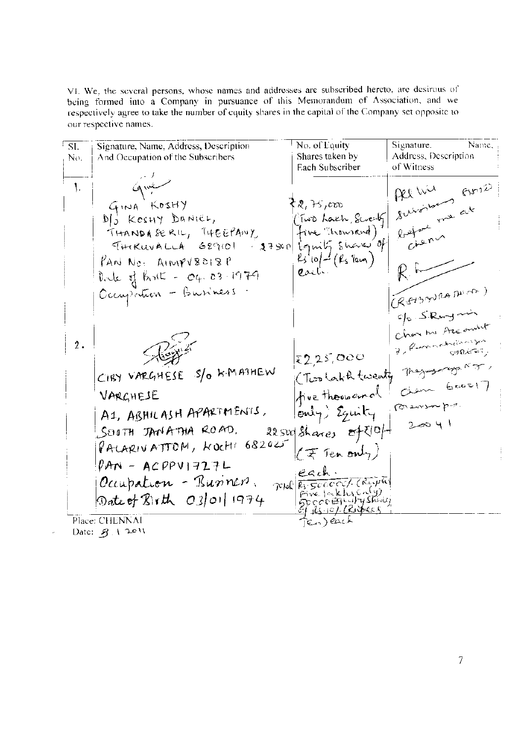VI. We, the several persons, whose names and addresses are subscribed hereto, are desirous of being formed into a Company in pursuance of this Memorandum of Association, and we respectively agree to take the number of equity shares in the capital of the Company set opposite to our respective names.

| Sl. No. | Signature, Name, Address, Description And Occupation of the Subscribers | No. of Equity Shares taken by Each Subscriber | Signature. Name, Address, Description of Witness |
|---|---|---|---|
| 1. | GINA KOSHY D/o KOSHY DANIEL, THANDASERIL, THEEPANY, THIRUVALLA 689101 PAN No: AIMPV8018P Date of Birth - 04.03.1979 Occupation - Business | ₹2,75,000 (Two Lakh, Seventy five Thousand) - 27500 Equity Shares of Rs 10/- (Rs Ten) each. | All will subscribers signed before me at Chennai (R.SUBBURATHINAM) s/o S.Ranganathan Chartered Accountant 3, Ramakrishnan Street, Theyagaraya Nagar, Chennai 600017 Membership No. 20041 |
| 2. | CIBY VARGHESE S/o K.MATHEW VARGHESE A1, ABHILASH APARTMENTS, SOUTH JANATHA ROAD, PALARIVATTOM, KOCHI 682025 PAN - ACPPV1727L Occupation - Business. Date of Birth 03/01/1974 | ₹2,25,000 (Two lakh twenty five thousand only) Equity - 22500 Shares of ₹10/- (₹ Ten only) each. Total Rs 500000/- (Rupees Five lakhs only) 50000 Equity Shares of Rs 10/- (Rupees Ten) each | |

Place: CHENNAI

Date: 3.1.2011